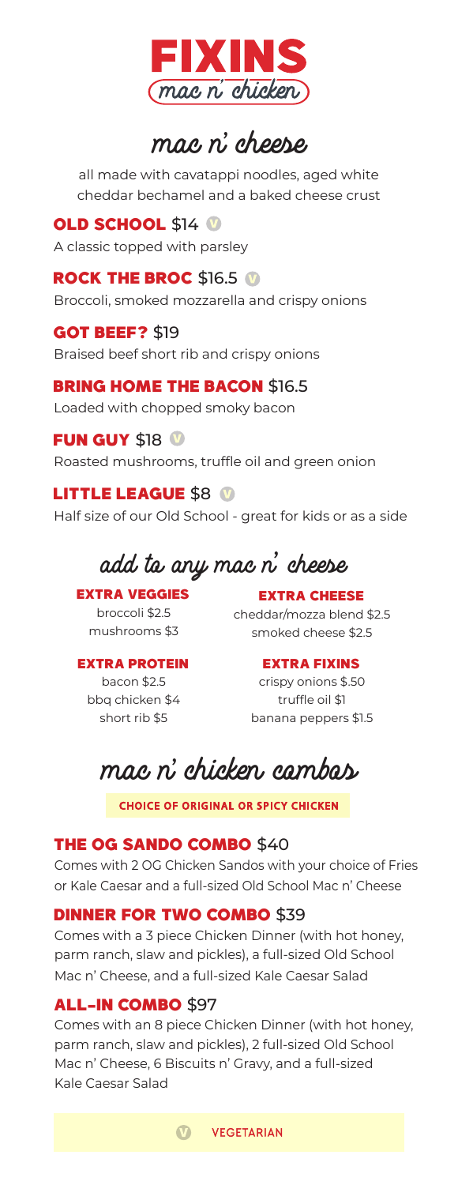# FIXINS

mac n' chicken

## mac n' cheese

all made with cavatappi noodles, aged white cheddar bechamel and a baked cheese crust

### OLD SCHOOL $14 (V)

A classic topped with parsley

### ROCK THE BROC $16.5 (V)

Broccoli, smoked mozzarella and crispy onions

### GOT BEEF? $19

Braised beef short rib and crispy onions

### BRING HOME THE BACON $16.5

Loaded with chopped smoky bacon

### FUN GUY $18 (V)

Roasted mushrooms, truffle oil and green onion

### LITTLE LEAGUE $8 (V)

Half size of our Old School - great for kids or as a side

## add to any mac n' cheese

**EXTRA VEGGIES**

broccoli $2.5
mushrooms $3

**EXTRA CHEESE**

cheddar/mozza blend $2.5
smoked cheese $2.5

**EXTRA PROTEIN**

bacon $2.5
bbq chicken $4
short rib $5

**EXTRA FIXINS**

crispy onions $.50
truffle oil $1
banana peppers $1.5

## mac n' chicken combos

**CHOICE OF ORIGINAL OR SPICY CHICKEN**

### THE OG SANDO COMBO $40

Comes with 2 OG Chicken Sandos with your choice of Fries or Kale Caesar and a full-sized Old School Mac n' Cheese

### DINNER FOR TWO COMBO $39

Comes with a 3 piece Chicken Dinner (with hot honey, parm ranch, slaw and pickles), a full-sized Old School Mac n' Cheese, and a full-sized Kale Caesar Salad

### ALL-IN COMBO $97

Comes with an 8 piece Chicken Dinner (with hot honey, parm ranch, slaw and pickles), 2 full-sized Old School Mac n' Cheese, 6 Biscuits n' Gravy, and a full-sized Kale Caesar Salad

(V) VEGETARIAN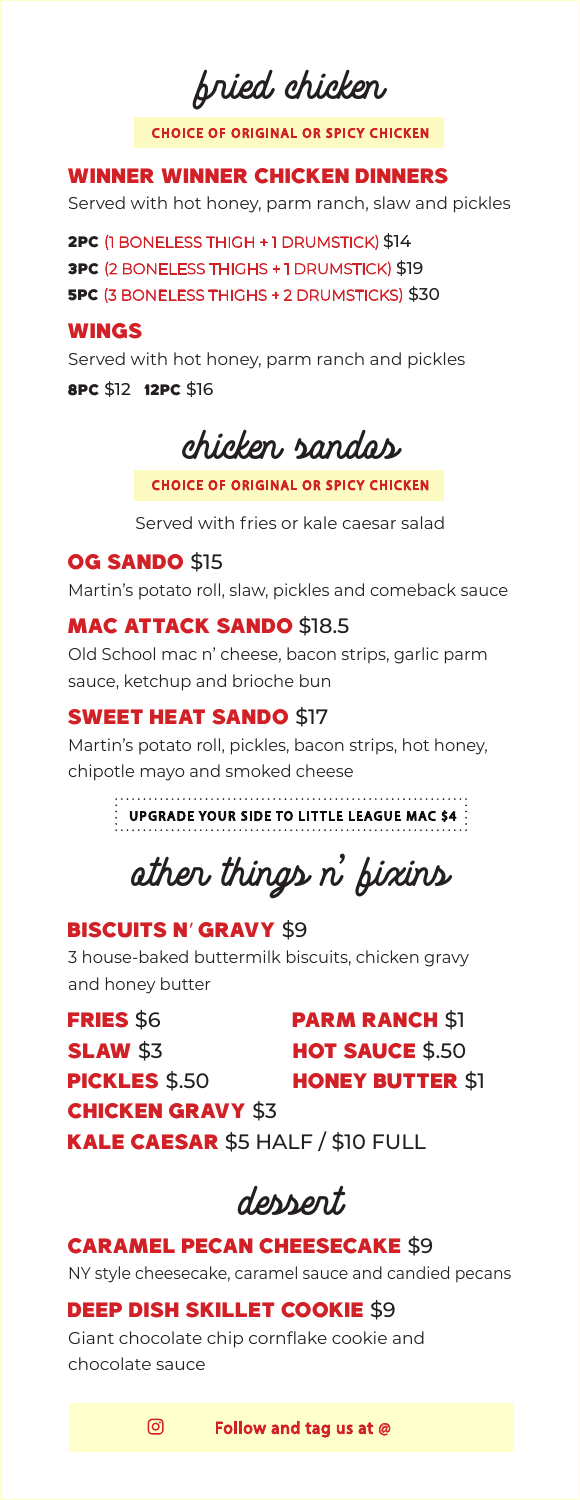# fried chicken

**CHOICE OF ORIGINAL OR SPICY CHICKEN**

## WINNER WINNER CHICKEN DINNERS

Served with hot honey, parm ranch, slaw and pickles

**2PC** (1 BONELESS THIGH + 1 DRUMSTICK) $14
**3PC** (2 BONELESS THIGHS + 1 DRUMSTICK) $19
**5PC** (3 BONELESS THIGHS + 2 DRUMSTICKS) $30

## WINGS

Served with hot honey, parm ranch and pickles

**8PC** $12 **12PC** $16

# chicken sandos

**CHOICE OF ORIGINAL OR SPICY CHICKEN**

Served with fries or kale caesar salad

## OG SANDO $15

Martin's potato roll, slaw, pickles and comeback sauce

## MAC ATTACK SANDO $18.5

Old School mac n' cheese, bacon strips, garlic parm sauce, ketchup and brioche bun

## SWEET HEAT SANDO $17

Martin's potato roll, pickles, bacon strips, hot honey, chipotle mayo and smoked cheese

**UPGRADE YOUR SIDE TO LITTLE LEAGUE MAC $4**

# other things n' fixins

## BISCUITS N' GRAVY $9

3 house-baked buttermilk biscuits, chicken gravy and honey butter

**FRIES** $6
**SLAW** $3
**PICKLES** $.50
**CHICKEN GRAVY** $3
**KALE CAESAR** $5 HALF / $10 FULL
**PARM RANCH** $1
**HOT SAUCE** $.50
**HONEY BUTTER** $1

# dessert

## CARAMEL PECAN CHEESECAKE $9

NY style cheesecake, caramel sauce and candied pecans

## DEEP DISH SKILLET COOKIE $9

Giant chocolate chip cornflake cookie and chocolate sauce

Follow and tag us at @